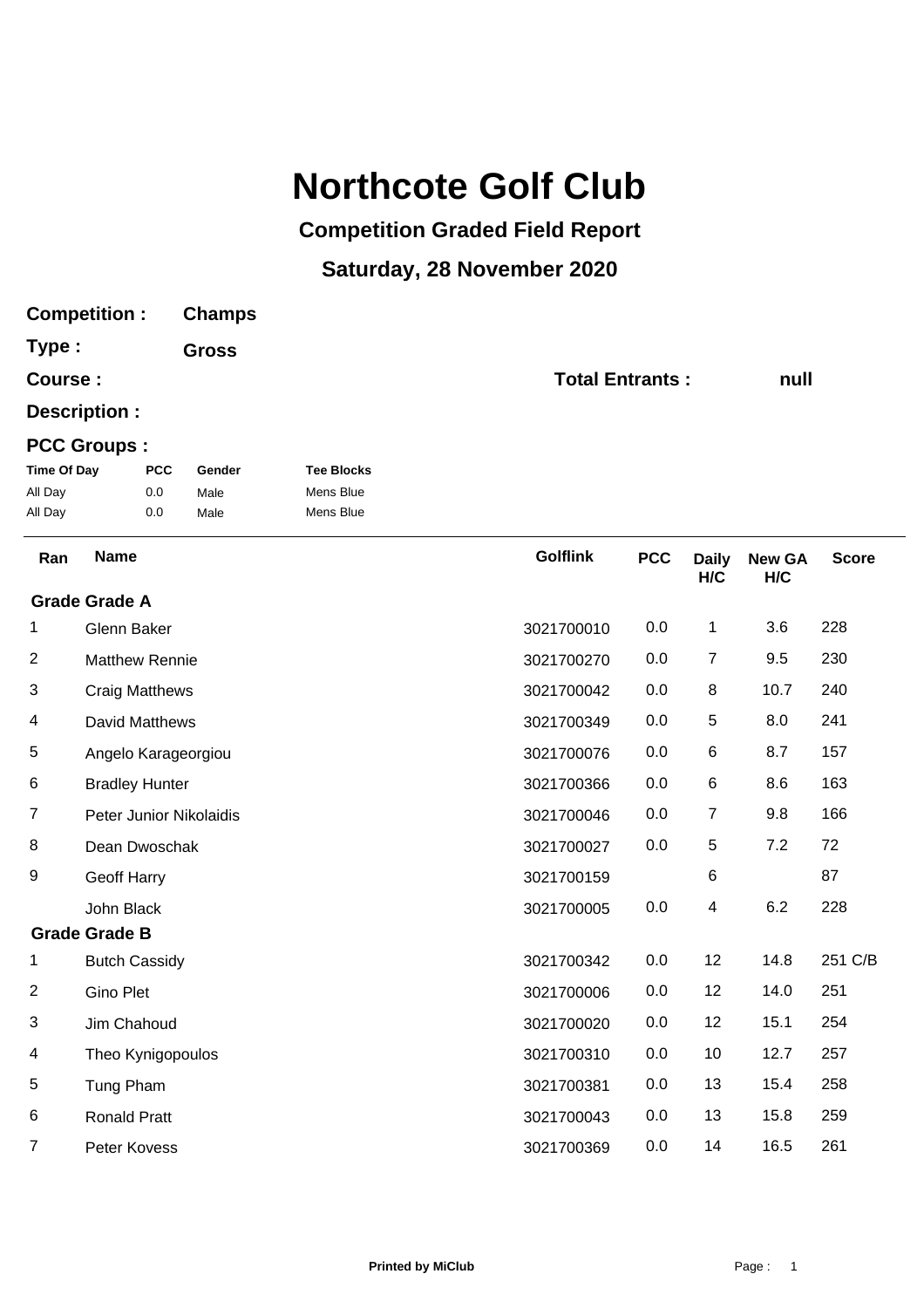# Northcote Golf Club

## Competition Graded Field Report

## Saturday, 28 November 2020

**Competition :** **Champs**

**Type :** **Gross**

**Course :**

**Total Entrants :** **null**

**Description :**

**PCC Groups :**

| Time Of Day | PCC | Gender | Tee Blocks |
|---|---|---|---|
| All Day | 0.0 | Male | Mens Blue |
| All Day | 0.0 | Male | Mens Blue |

| Ran | Name | Golflink | PCC | Daily H/C | New GA H/C | Score |
|---|---|---|---|---|---|---|
| **Grade Grade A** | | | | | | |
| 1 | Glenn Baker | 3021700010 | 0.0 | 1 | 3.6 | 228 |
| 2 | Matthew Rennie | 3021700270 | 0.0 | 7 | 9.5 | 230 |
| 3 | Craig Matthews | 3021700042 | 0.0 | 8 | 10.7 | 240 |
| 4 | David Matthews | 3021700349 | 0.0 | 5 | 8.0 | 241 |
| 5 | Angelo Karageorgiou | 3021700076 | 0.0 | 6 | 8.7 | 157 |
| 6 | Bradley Hunter | 3021700366 | 0.0 | 6 | 8.6 | 163 |
| 7 | Peter Junior Nikolaidis | 3021700046 | 0.0 | 7 | 9.8 | 166 |
| 8 | Dean Dwoschak | 3021700027 | 0.0 | 5 | 7.2 | 72 |
| 9 | Geoff Harry | 3021700159 | | 6 | | 87 |
| | John Black | 3021700005 | 0.0 | 4 | 6.2 | 228 |
| **Grade Grade B** | | | | | | |
| 1 | Butch Cassidy | 3021700342 | 0.0 | 12 | 14.8 | 251 C/B |
| 2 | Gino Plet | 3021700006 | 0.0 | 12 | 14.0 | 251 |
| 3 | Jim Chahoud | 3021700020 | 0.0 | 12 | 15.1 | 254 |
| 4 | Theo Kynigopoulos | 3021700310 | 0.0 | 10 | 12.7 | 257 |
| 5 | Tung Pham | 3021700381 | 0.0 | 13 | 15.4 | 258 |
| 6 | Ronald Pratt | 3021700043 | 0.0 | 13 | 15.8 | 259 |
| 7 | Peter Kovess | 3021700369 | 0.0 | 14 | 16.5 | 261 |

Printed by MiClub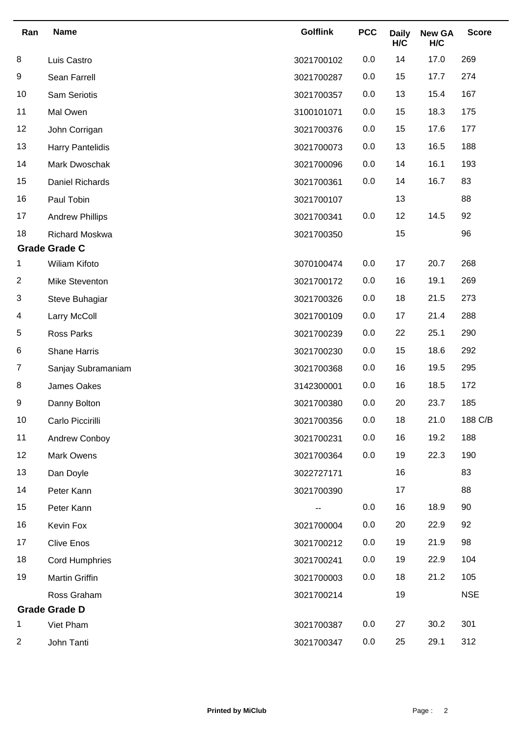| Ran | Name | Golflink | PCC | Daily H/C | New GA H/C | Score |
|---|---|---|---|---|---|---|
| 8 | Luis Castro | 3021700102 | 0.0 | 14 | 17.0 | 269 |
| 9 | Sean Farrell | 3021700287 | 0.0 | 15 | 17.7 | 274 |
| 10 | Sam Seriotis | 3021700357 | 0.0 | 13 | 15.4 | 167 |
| 11 | Mal Owen | 3100101071 | 0.0 | 15 | 18.3 | 175 |
| 12 | John Corrigan | 3021700376 | 0.0 | 15 | 17.6 | 177 |
| 13 | Harry Pantelidis | 3021700073 | 0.0 | 13 | 16.5 | 188 |
| 14 | Mark Dwoschak | 3021700096 | 0.0 | 14 | 16.1 | 193 |
| 15 | Daniel Richards | 3021700361 | 0.0 | 14 | 16.7 | 83 |
| 16 | Paul Tobin | 3021700107 | | 13 | | 88 |
| 17 | Andrew Phillips | 3021700341 | 0.0 | 12 | 14.5 | 92 |
| 18 | Richard Moskwa | 3021700350 | | 15 | | 96 |
| **Grade Grade C** | | | | | | |
| 1 | Wiliam Kifoto | 3070100474 | 0.0 | 17 | 20.7 | 268 |
| 2 | Mike Steventon | 3021700172 | 0.0 | 16 | 19.1 | 269 |
| 3 | Steve Buhagiar | 3021700326 | 0.0 | 18 | 21.5 | 273 |
| 4 | Larry McColl | 3021700109 | 0.0 | 17 | 21.4 | 288 |
| 5 | Ross Parks | 3021700239 | 0.0 | 22 | 25.1 | 290 |
| 6 | Shane Harris | 3021700230 | 0.0 | 15 | 18.6 | 292 |
| 7 | Sanjay Subramaniam | 3021700368 | 0.0 | 16 | 19.5 | 295 |
| 8 | James Oakes | 3142300001 | 0.0 | 16 | 18.5 | 172 |
| 9 | Danny Bolton | 3021700380 | 0.0 | 20 | 23.7 | 185 |
| 10 | Carlo Piccirilli | 3021700356 | 0.0 | 18 | 21.0 | 188 C/B |
| 11 | Andrew Conboy | 3021700231 | 0.0 | 16 | 19.2 | 188 |
| 12 | Mark Owens | 3021700364 | 0.0 | 19 | 22.3 | 190 |
| 13 | Dan Doyle | 3022727171 | | 16 | | 83 |
| 14 | Peter Kann | 3021700390 | | 17 | | 88 |
| 15 | Peter Kann | -- | 0.0 | 16 | 18.9 | 90 |
| 16 | Kevin Fox | 3021700004 | 0.0 | 20 | 22.9 | 92 |
| 17 | Clive Enos | 3021700212 | 0.0 | 19 | 21.9 | 98 |
| 18 | Cord Humphries | 3021700241 | 0.0 | 19 | 22.9 | 104 |
| 19 | Martin Griffin | 3021700003 | 0.0 | 18 | 21.2 | 105 |
| | Ross Graham | 3021700214 | | 19 | | NSE |
| **Grade Grade D** | | | | | | |
| 1 | Viet Pham | 3021700387 | 0.0 | 27 | 30.2 | 301 |
| 2 | John Tanti | 3021700347 | 0.0 | 25 | 29.1 | 312 |

**Printed by MiClub**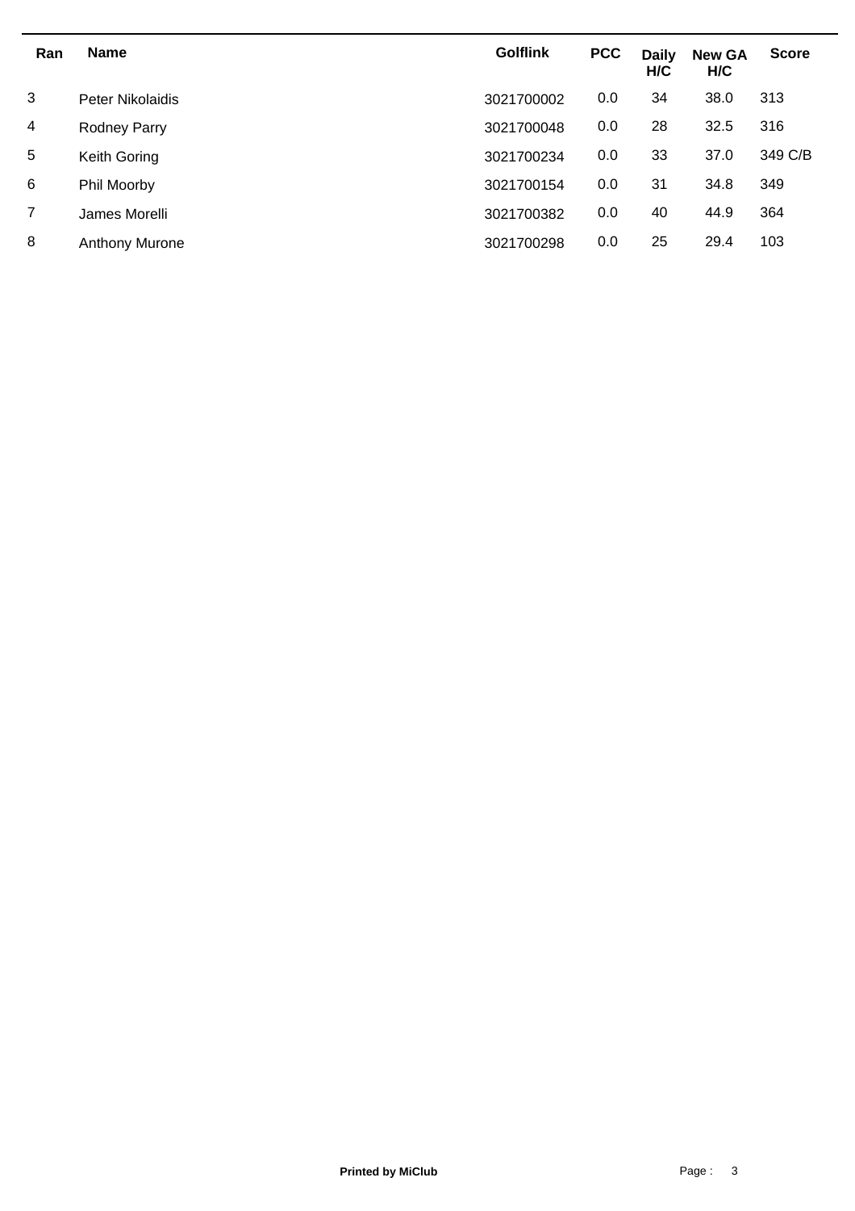| Ran | Name | Golflink | PCC | Daily H/C | New GA H/C | Score |
|---|---|---|---|---|---|---|
| 3 | Peter Nikolaidis | 3021700002 | 0.0 | 34 | 38.0 | 313 |
| 4 | Rodney Parry | 3021700048 | 0.0 | 28 | 32.5 | 316 |
| 5 | Keith Goring | 3021700234 | 0.0 | 33 | 37.0 | 349 C/B |
| 6 | Phil Moorby | 3021700154 | 0.0 | 31 | 34.8 | 349 |
| 7 | James Morelli | 3021700382 | 0.0 | 40 | 44.9 | 364 |
| 8 | Anthony Murone | 3021700298 | 0.0 | 25 | 29.4 | 103 |

**Printed by MiClub**